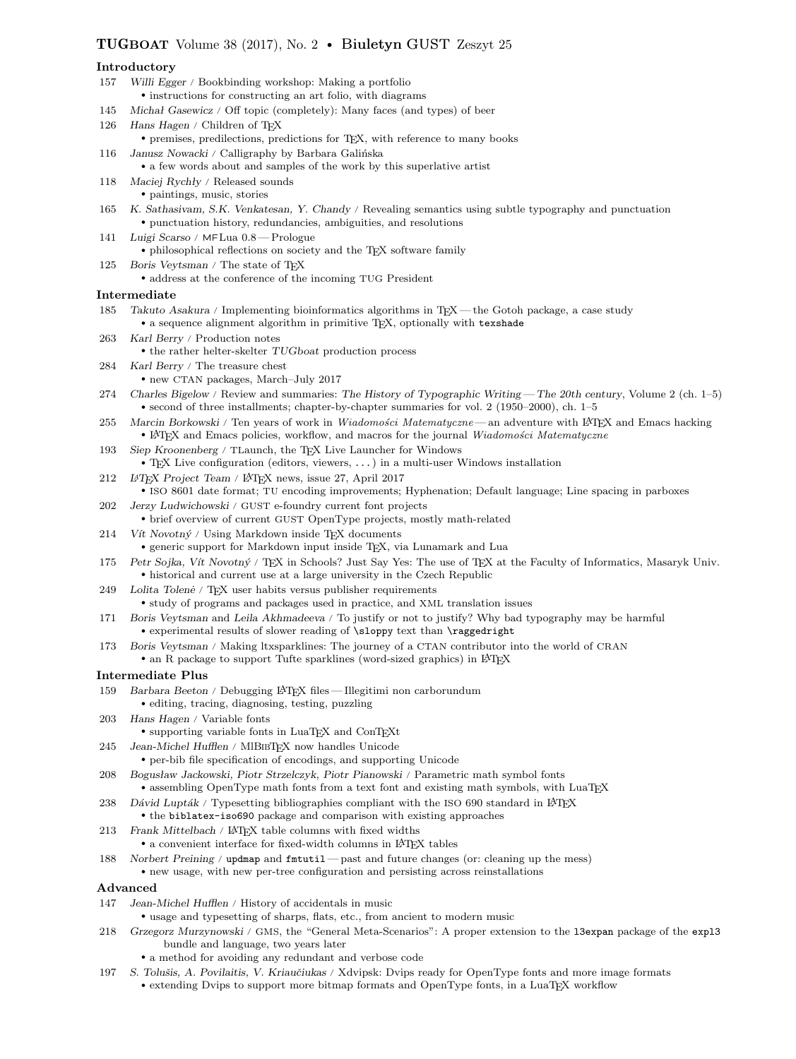**TUGboat** Volume 38 (2017), No. 2 • **Biuletyn GUST** Zeszyt 25

### Introductory

157 *Willi Egger* / Bookbinding workshop: Making a portfolio
 • instructions for constructing an art folio, with diagrams

145 *Michał Gasewicz* / Off topic (completely): Many faces (and types) of beer

126 *Hans Hagen* / Children of TeX
 • premises, predilections, predictions for TeX, with reference to many books

116 *Janusz Nowacki* / Calligraphy by Barbara Galińska
 • a few words about and samples of the work by this superlative artist

118 *Maciej Rychły* / Released sounds
 • paintings, music, stories

165 *K. Sathasivam, S.K. Venkatesan, Y. Chandy* / Revealing semantics using subtle typography and punctuation
 • punctuation history, redundancies, ambiguities, and resolutions

141 *Luigi Scarso* / MFLua 0.8 — Prologue
 • philosophical reflections on society and the TeX software family

125 *Boris Veytsman* / The state of TeX
 • address at the conference of the incoming TUG President

### Intermediate

185 *Takuto Asakura* / Implementing bioinformatics algorithms in TeX — the Gotoh package, a case study
 • a sequence alignment algorithm in primitive TeX, optionally with `texshade`

263 *Karl Berry* / Production notes
 • the rather helter-skelter *TUGboat* production process

284 *Karl Berry* / The treasure chest
 • new CTAN packages, March–July 2017

274 *Charles Bigelow* / Review and summaries: *The History of Typographic Writing — The 20th century*, Volume 2 (ch. 1–5)
 • second of three installments; chapter-by-chapter summaries for vol. 2 (1950–2000), ch. 1–5

255 *Marcin Borkowski* / Ten years of work in *Wiadomości Matematyczne* — an adventure with LaTeX and Emacs hacking
 • LaTeX and Emacs policies, workflow, and macros for the journal *Wiadomości Matematyczne*

193 *Siep Kroonenberg* / TLaunch, the TeX Live Launcher for Windows
 • TeX Live configuration (editors, viewers, ...) in a multi-user Windows installation

212 *LaTeX Project Team* / LaTeX news, issue 27, April 2017
 • ISO 8601 date format; TU encoding improvements; Hyphenation; Default language; Line spacing in parboxes

202 *Jerzy Ludwichowski* / GUST e-foundry current font projects
 • brief overview of current GUST OpenType projects, mostly math-related

214 *Vít Novotný* / Using Markdown inside TeX documents
 • generic support for Markdown input inside TeX, via Lunamark and Lua

175 *Petr Sojka, Vít Novotný* / TeX in Schools? Just Say Yes: The use of TeX at the Faculty of Informatics, Masaryk Univ.
 • historical and current use at a large university in the Czech Republic

249 *Lolita Tolenė* / TeX user habits versus publisher requirements
 • study of programs and packages used in practice, and XML translation issues

171 *Boris Veytsman* and *Leila Akhmadeeva* / To justify or not to justify? Why bad typography may be harmful
 • experimental results of slower reading of `\sloppy` text than `\raggedright`

173 *Boris Veytsman* / Making ltxsparklines: The journey of a CTAN contributor into the world of CRAN
 • an R package to support Tufte sparklines (word-sized graphics) in LaTeX

### Intermediate Plus

159 *Barbara Beeton* / Debugging LaTeX files — Illegitimi non carborundum
 • editing, tracing, diagnosing, testing, puzzling

203 *Hans Hagen* / Variable fonts
 • supporting variable fonts in LuaTeX and ConTeXt

245 *Jean-Michel Hufflen* / MlBibTeX now handles Unicode
 • per-bib file specification of encodings, and supporting Unicode

208 *Bogusław Jackowski, Piotr Strzelczyk, Piotr Pianowski* / Parametric math symbol fonts
 • assembling OpenType math fonts from a text font and existing math symbols, with LuaTeX

238 *Dávid Lupták* / Typesetting bibliographies compliant with the ISO 690 standard in LaTeX
 • the `biblatex-iso690` package and comparison with existing approaches

213 *Frank Mittelbach* / LaTeX table columns with fixed widths
 • a convenient interface for fixed-width columns in LaTeX tables

188 *Norbert Preining* / `updmap` and `fmtutil` — past and future changes (or: cleaning up the mess)
 • new usage, with new per-tree configuration and persisting across reinstallations

### Advanced

147 *Jean-Michel Hufflen* / History of accidentals in music
 • usage and typesetting of sharps, flats, etc., from ancient to modern music

218 *Grzegorz Murzynowski* / GMS, the "General Meta-Scenarios": A proper extension to the `l3expan` package of the `expl3` bundle and language, two years later
 • a method for avoiding any redundant and verbose code

197 *S. Tolušis, A. Povilaitis, V. Kriaučiukas* / Xdvipsk: Dvips ready for OpenType fonts and more image formats
 • extending Dvips to support more bitmap formats and OpenType fonts, in a LuaTeX workflow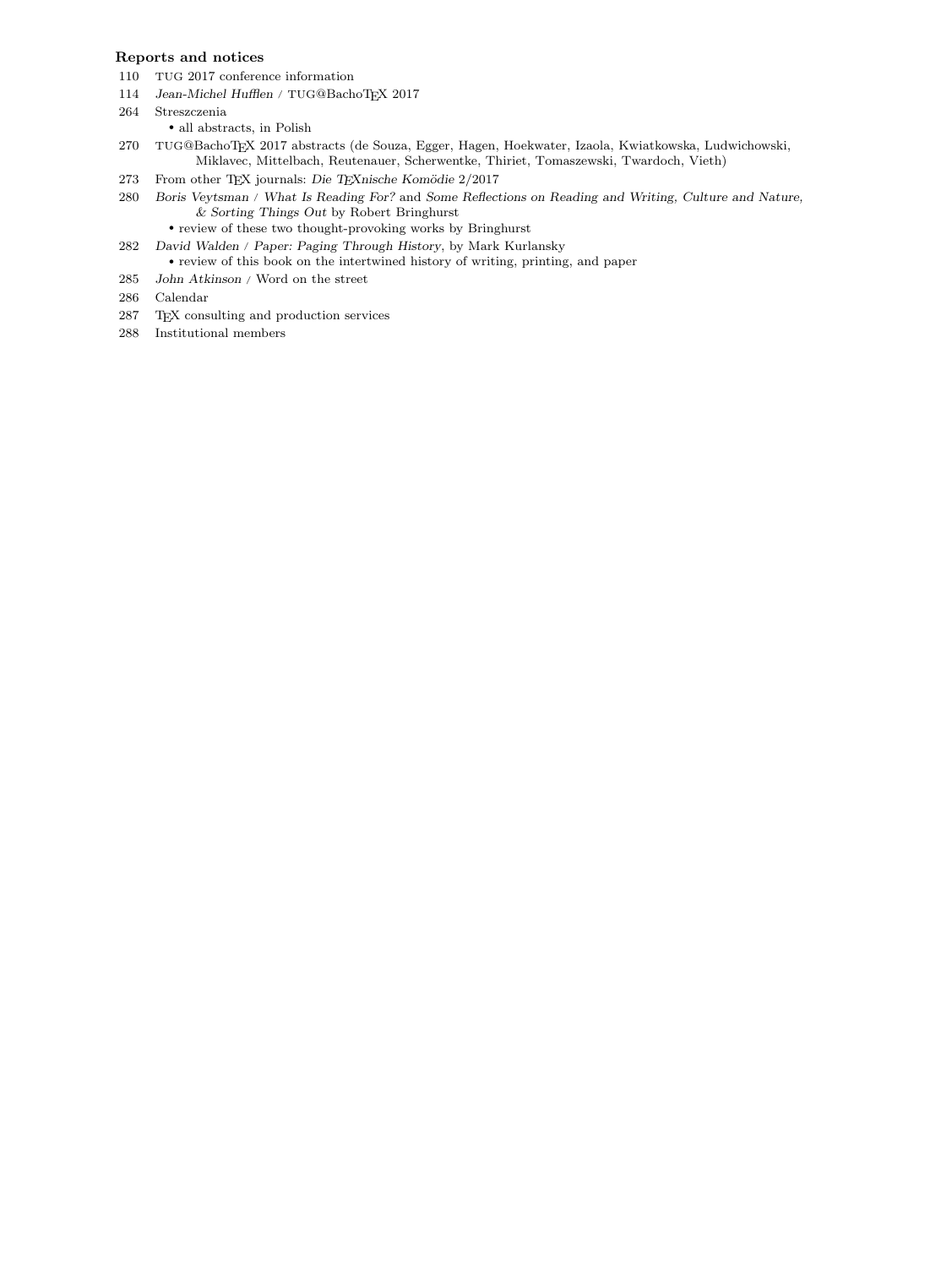**Reports and notices**

110 TUG 2017 conference information

114 *Jean-Michel Hufflen* / TUG@BachoTEX 2017

264 Streszczenia

- all abstracts, in Polish

270 TUG@BachoTEX 2017 abstracts (de Souza, Egger, Hagen, Hoekwater, Izaola, Kwiatkowska, Ludwichowski, Miklavec, Mittelbach, Reutenauer, Scherwentke, Thiriet, Tomaszewski, Twardoch, Vieth)

273 From other TEX journals: *Die TEXnische Komödie* 2/2017

280 *Boris Veytsman* / *What Is Reading For?* and *Some Reflections on Reading and Writing, Culture and Nature, & Sorting Things Out* by Robert Bringhurst

- review of these two thought-provoking works by Bringhurst

282 *David Walden* / *Paper: Paging Through History*, by Mark Kurlansky

- review of this book on the intertwined history of writing, printing, and paper

285 *John Atkinson* / Word on the street

286 Calendar

287 TEX consulting and production services

288 Institutional members